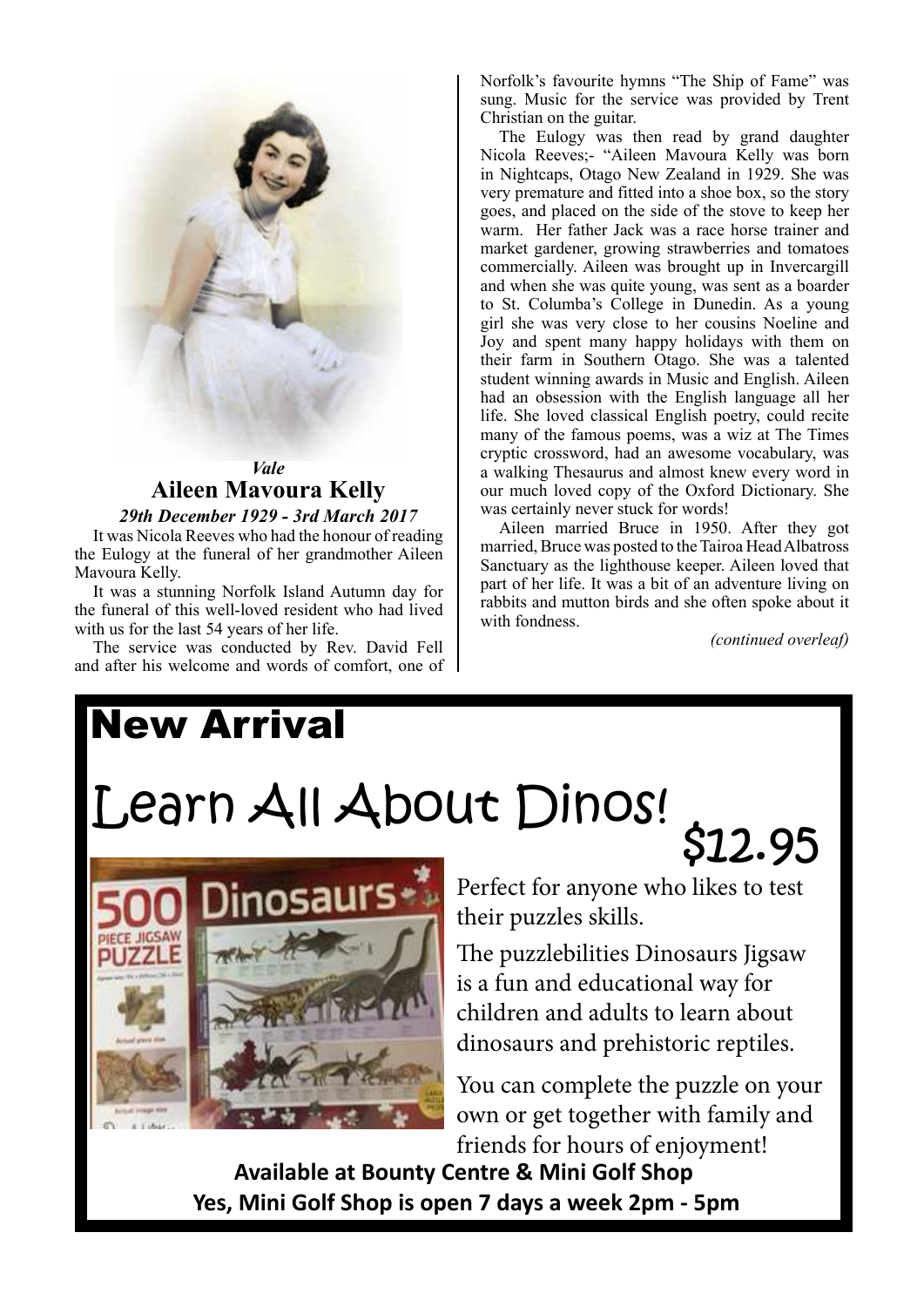*Vale*

## Aileen Mavoura Kelly

***29th December 1929 - 3rd March 2017***

It was Nicola Reeves who had the honour of reading the Eulogy at the funeral of her grandmother Aileen Mavoura Kelly.

It was a stunning Norfolk Island Autumn day for the funeral of this well-loved resident who had lived with us for the last 54 years of her life.

The service was conducted by Rev. David Fell and after his welcome and words of comfort, one of Norfolk's favourite hymns "The Ship of Fame" was sung. Music for the service was provided by Trent Christian on the guitar.

The Eulogy was then read by grand daughter Nicola Reeves;- "Aileen Mavoura Kelly was born in Nightcaps, Otago New Zealand in 1929. She was very premature and fitted into a shoe box, so the story goes, and placed on the side of the stove to keep her warm. Her father Jack was a race horse trainer and market gardener, growing strawberries and tomatoes commercially. Aileen was brought up in Invercargill and when she was quite young, was sent as a boarder to St. Columba's College in Dunedin. As a young girl she was very close to her cousins Noeline and Joy and spent many happy holidays with them on their farm in Southern Otago. She was a talented student winning awards in Music and English. Aileen had an obsession with the English language all her life. She loved classical English poetry, could recite many of the famous poems, was a wiz at The Times cryptic crossword, had an awesome vocabulary, was a walking Thesaurus and almost knew every word in our much loved copy of the Oxford Dictionary. She was certainly never stuck for words!

Aileen married Bruce in 1950. After they got married, Bruce was posted to the Tairoa Head Albatross Sanctuary as the lighthouse keeper. Aileen loved that part of her life. It was a bit of an adventure living on rabbits and mutton birds and she often spoke about it with fondness.

*(continued overleaf)*

## New Arrival

# Learn All About Dinos!

**$12.95**

Perfect for anyone who likes to test their puzzles skills.

The puzzlebilities Dinosaurs Jigsaw is a fun and educational way for children and adults to learn about dinosaurs and prehistoric reptiles.

You can complete the puzzle on your own or get together with family and friends for hours of enjoyment!

**Available at Bounty Centre & Mini Golf Shop**

**Yes, Mini Golf Shop is open 7 days a week 2pm - 5pm**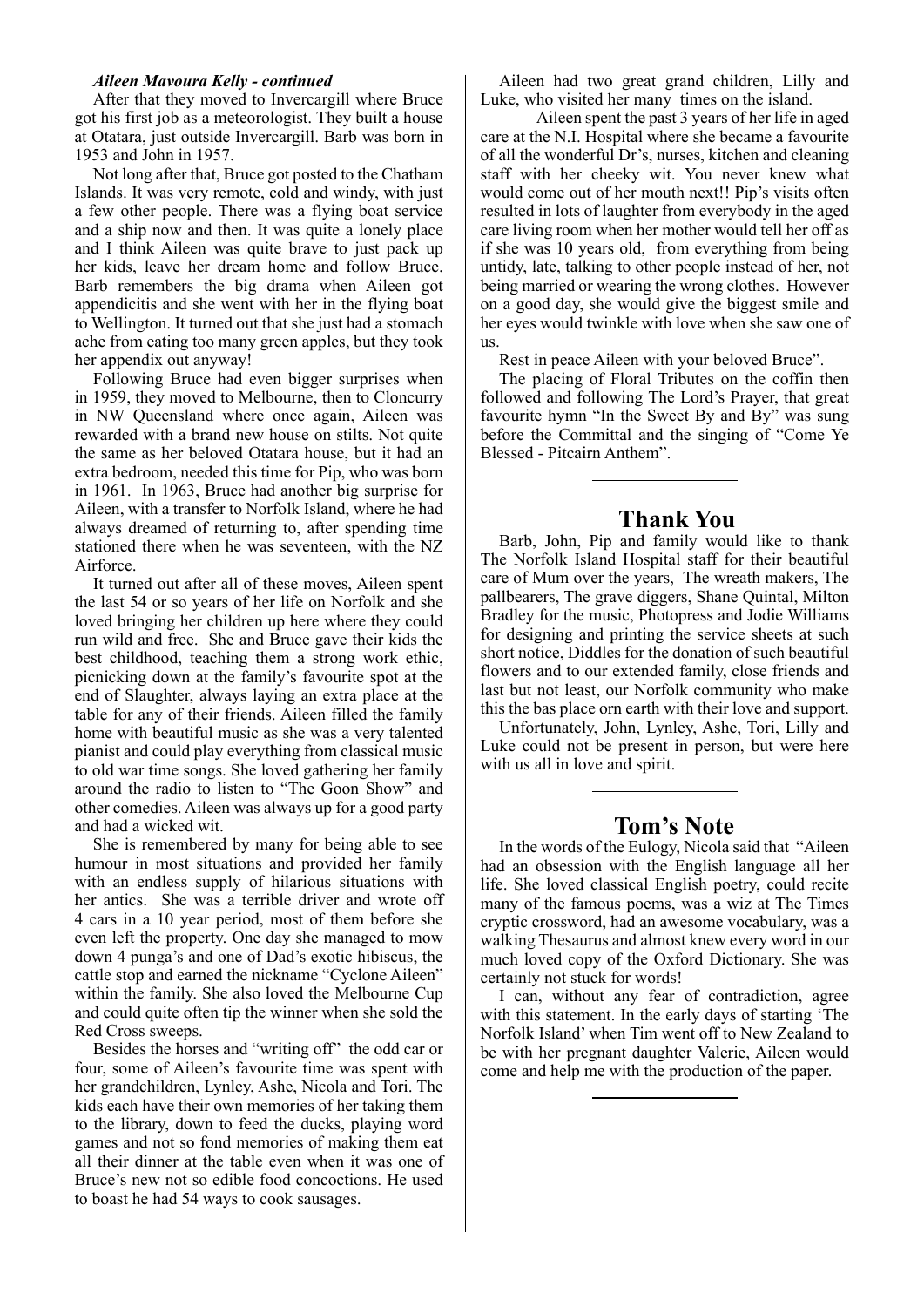***Aileen Mavoura Kelly - continued***

After that they moved to Invercargill where Bruce got his first job as a meteorologist. They built a house at Otatara, just outside Invercargill. Barb was born in 1953 and John in 1957.

Not long after that, Bruce got posted to the Chatham Islands. It was very remote, cold and windy, with just a few other people. There was a flying boat service and a ship now and then. It was quite a lonely place and I think Aileen was quite brave to just pack up her kids, leave her dream home and follow Bruce. Barb remembers the big drama when Aileen got appendicitis and she went with her in the flying boat to Wellington. It turned out that she just had a stomach ache from eating too many green apples, but they took her appendix out anyway!

Following Bruce had even bigger surprises when in 1959, they moved to Melbourne, then to Cloncurry in NW Queensland where once again, Aileen was rewarded with a brand new house on stilts. Not quite the same as her beloved Otatara house, but it had an extra bedroom, needed this time for Pip, who was born in 1961. In 1963, Bruce had another big surprise for Aileen, with a transfer to Norfolk Island, where he had always dreamed of returning to, after spending time stationed there when he was seventeen, with the NZ Airforce.

It turned out after all of these moves, Aileen spent the last 54 or so years of her life on Norfolk and she loved bringing her children up here where they could run wild and free. She and Bruce gave their kids the best childhood, teaching them a strong work ethic, picnicking down at the family's favourite spot at the end of Slaughter, always laying an extra place at the table for any of their friends. Aileen filled the family home with beautiful music as she was a very talented pianist and could play everything from classical music to old war time songs. She loved gathering her family around the radio to listen to "The Goon Show" and other comedies. Aileen was always up for a good party and had a wicked wit.

She is remembered by many for being able to see humour in most situations and provided her family with an endless supply of hilarious situations with her antics. She was a terrible driver and wrote off 4 cars in a 10 year period, most of them before she even left the property. One day she managed to mow down 4 punga's and one of Dad's exotic hibiscus, the cattle stop and earned the nickname "Cyclone Aileen" within the family. She also loved the Melbourne Cup and could quite often tip the winner when she sold the Red Cross sweeps.

Besides the horses and "writing off" the odd car or four, some of Aileen's favourite time was spent with her grandchildren, Lynley, Ashe, Nicola and Tori. The kids each have their own memories of her taking them to the library, down to feed the ducks, playing word games and not so fond memories of making them eat all their dinner at the table even when it was one of Bruce's new not so edible food concoctions. He used to boast he had 54 ways to cook sausages.

Aileen had two great grand children, Lilly and Luke, who visited her many times on the island.

Aileen spent the past 3 years of her life in aged care at the N.I. Hospital where she became a favourite of all the wonderful Dr's, nurses, kitchen and cleaning staff with her cheeky wit. You never knew what would come out of her mouth next!! Pip's visits often resulted in lots of laughter from everybody in the aged care living room when her mother would tell her off as if she was 10 years old, from everything from being untidy, late, talking to other people instead of her, not being married or wearing the wrong clothes. However on a good day, she would give the biggest smile and her eyes would twinkle with love when she saw one of us.

Rest in peace Aileen with your beloved Bruce".

The placing of Floral Tributes on the coffin then followed and following The Lord's Prayer, that great favourite hymn "In the Sweet By and By" was sung before the Committal and the singing of "Come Ye Blessed - Pitcairn Anthem".

## Thank You

Barb, John, Pip and family would like to thank The Norfolk Island Hospital staff for their beautiful care of Mum over the years, The wreath makers, The pallbearers, The grave diggers, Shane Quintal, Milton Bradley for the music, Photopress and Jodie Williams for designing and printing the service sheets at such short notice, Diddles for the donation of such beautiful flowers and to our extended family, close friends and last but not least, our Norfolk community who make this the bas place orn earth with their love and support.

Unfortunately, John, Lynley, Ashe, Tori, Lilly and Luke could not be present in person, but were here with us all in love and spirit.

## Tom's Note

In the words of the Eulogy, Nicola said that "Aileen had an obsession with the English language all her life. She loved classical English poetry, could recite many of the famous poems, was a wiz at The Times cryptic crossword, had an awesome vocabulary, was a walking Thesaurus and almost knew every word in our much loved copy of the Oxford Dictionary. She was certainly not stuck for words!

I can, without any fear of contradiction, agree with this statement. In the early days of starting 'The Norfolk Island' when Tim went off to New Zealand to be with her pregnant daughter Valerie, Aileen would come and help me with the production of the paper.